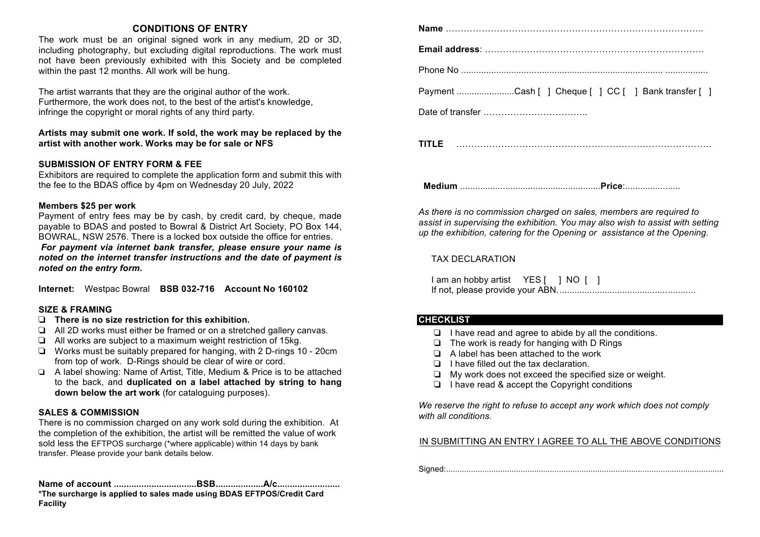## CONDITIONS OF ENTRY

The work must be an original signed work in any medium, 2D or 3D, including photography, but excluding digital reproductions. The work must not have been previously exhibited with this Society and be completed within the past 12 months. All work will be hung.

The artist warrants that they are the original author of the work. Furthermore, the work does not, to the best of the artist's knowledge, infringe the copyright or moral rights of any third party.

**Artists may submit one work. If sold, the work may be replaced by the artist with another work. Works may be for sale or NFS**

### SUBMISSION OF ENTRY FORM & FEE

Exhibitors are required to complete the application form and submit this with the fee to the BDAS office by 4pm on Wednesday 20 July, 2022

**Members $25 per work**

Payment of entry fees may be by cash, by credit card, by cheque, made payable to BDAS and posted to Bowral & District Art Society, PO Box 144, BOWRAL, NSW 2576. There is a locked box outside the office for entries.

***For payment via internet bank transfer, please ensure your name is noted on the internet transfer instructions and the date of payment is noted on the entry form.***

**Internet:** Westpac Bowral **BSB 032-716 Account No 160102**

### SIZE & FRAMING

- ❏ **There is no size restriction for this exhibition.**
- ❏ All 2D works must either be framed or on a stretched gallery canvas.
- ❏ All works are subject to a maximum weight restriction of 15kg.
- ❏ Works must be suitably prepared for hanging, with 2 D-rings 10 - 20cm from top of work. D-Rings should be clear of wire or cord.
- ❏ A label showing: Name of Artist, Title, Medium & Price is to be attached to the back, and **duplicated on a label attached by string to hang down below the art work** (for cataloguing purposes).

### SALES & COMMISSION

There is no commission charged on any work sold during the exhibition. At the completion of the exhibition, the artist will be remitted the value of work sold less the EFTPOS surcharge (*where applicable) within 14 days by bank transfer. Please provide your bank details below.

**Name of account ................................BSB..................A/c........................**

**\*The surcharge is applied to sales made using BDAS EFTPOS/Credit Card Facility**

**Name** …………………………………………………………………………..

**Email address**: ……………………………………………………………….

Phone No ................................................................................ .................

Payment .......................Cash [ ] Cheque [ ] CC [ ] Bank transfer [ ]

Date of transfer ……………………………..

**TITLE** ……………………………………………………………………….

**Medium** .......................................................**Price**:......................

*As there is no commission charged on sales, members are required to assist in supervising the exhibition. You may also wish to assist with setting up the exhibition, catering for the Opening or assistance at the Opening.*

TAX DECLARATION

I am an hobby artist YES [ ] NO [ ]
If not, please provide your ABN.......................................................

### CHECKLIST

- ❏ I have read and agree to abide by all the conditions.
- ❏ The work is ready for hanging with D Rings
- ❏ A label has been attached to the work
- ❏ I have filled out the tax declaration.
- ❏ My work does not exceed the specified size or weight.
- ❏ I have read & accept the Copyright conditions

*We reserve the right to refuse to accept any work which does not comply with all conditions.*

IN SUBMITTING AN ENTRY I AGREE TO ALL THE ABOVE CONDITIONS

Signed:.........................................................................................................................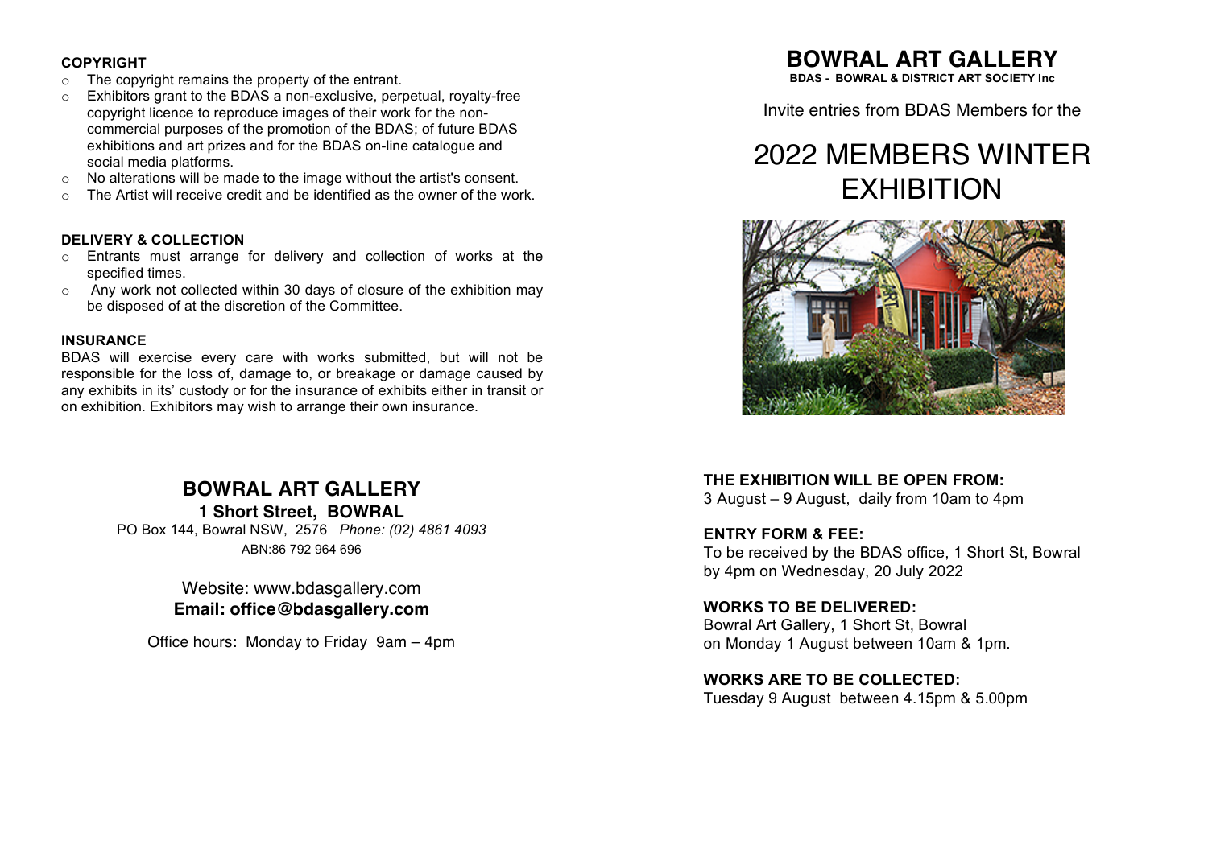### COPYRIGHT

- The copyright remains the property of the entrant.
- Exhibitors grant to the BDAS a non-exclusive, perpetual, royalty-free copyright licence to reproduce images of their work for the non-commercial purposes of the promotion of the BDAS; of future BDAS exhibitions and art prizes and for the BDAS on-line catalogue and social media platforms.
- No alterations will be made to the image without the artist's consent.
- The Artist will receive credit and be identified as the owner of the work.

### DELIVERY & COLLECTION

- Entrants must arrange for delivery and collection of works at the specified times.
- Any work not collected within 30 days of closure of the exhibition may be disposed of at the discretion of the Committee.

### INSURANCE

BDAS will exercise every care with works submitted, but will not be responsible for the loss of, damage to, or breakage or damage caused by any exhibits in its' custody or for the insurance of exhibits either in transit or on exhibition. Exhibitors may wish to arrange their own insurance.

## BOWRAL ART GALLERY

**1 Short Street, BOWRAL**

PO Box 144, Bowral NSW, 2576 *Phone: (02) 4861 4093*

ABN:86 792 964 696

Website: www.bdasgallery.com

**Email: office@bdasgallery.com**

Office hours: Monday to Friday 9am – 4pm

# BOWRAL ART GALLERY

**BDAS - BOWRAL & DISTRICT ART SOCIETY Inc**

Invite entries from BDAS Members for the

# 2022 MEMBERS WINTER EXHIBITION

**THE EXHIBITION WILL BE OPEN FROM:**

3 August – 9 August, daily from 10am to 4pm

**ENTRY FORM & FEE:**

To be received by the BDAS office, 1 Short St, Bowral by 4pm on Wednesday, 20 July 2022

**WORKS TO BE DELIVERED:**

Bowral Art Gallery, 1 Short St, Bowral on Monday 1 August between 10am & 1pm.

**WORKS ARE TO BE COLLECTED:**

Tuesday 9 August between 4.15pm & 5.00pm